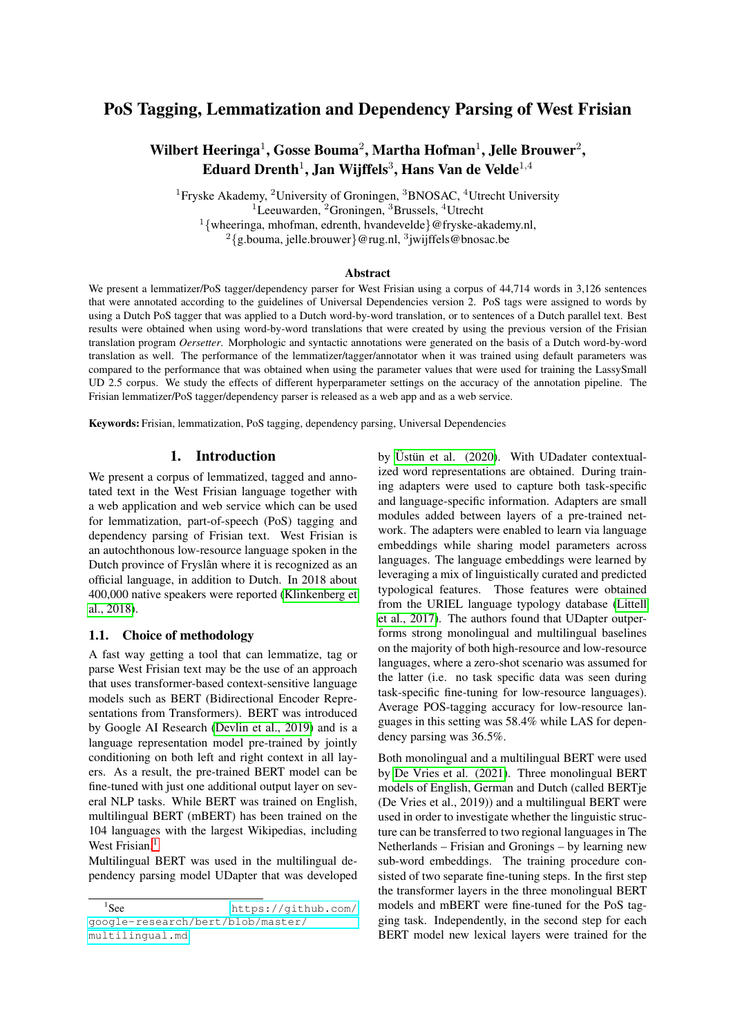# PoS Tagging, Lemmatization and Dependency Parsing of West Frisian

**Wilbert Heeringa[1], Gosse Bouma[2], Martha Hofman[1], Jelle Brouwer[2], Eduard Drenth[1], Jan Wijffels[3], Hans Van de Velde[1,4]**

[1]Fryske Akademy, [2]University of Groningen, [3]BNOSAC, [4]Utrecht University
[1]Leeuwarden, [2]Groningen, [3]Brussels, [4]Utrecht
[1]{wheeringa, mhofman, edrenth, hvandevelde}@fryske-akademy.nl,
[2]{g.bouma, jelle.brouwer}@rug.nl, [3]jwijffels@bnosac.be

### Abstract

We present a lemmatizer/PoS tagger/dependency parser for West Frisian using a corpus of 44,714 words in 3,126 sentences that were annotated according to the guidelines of Universal Dependencies version 2. PoS tags were assigned to words by using a Dutch PoS tagger that was applied to a Dutch word-by-word translation, or to sentences of a Dutch parallel text. Best results were obtained when using word-by-word translations that were created by using the previous version of the Frisian translation program *Oersetter*. Morphologic and syntactic annotations were generated on the basis of a Dutch word-by-word translation as well. The performance of the lemmatizer/tagger/annotator when it was trained using default parameters was compared to the performance that was obtained when using the parameter values that were used for training the LassySmall UD 2.5 corpus. We study the effects of different hyperparameter settings on the accuracy of the annotation pipeline. The Frisian lemmatizer/PoS tagger/dependency parser is released as a web app and as a web service.

**Keywords:** Frisian, lemmatization, PoS tagging, dependency parsing, Universal Dependencies

## 1. Introduction

We present a corpus of lemmatized, tagged and annotated text in the West Frisian language together with a web application and web service which can be used for lemmatization, part-of-speech (PoS) tagging and dependency parsing of Frisian text. West Frisian is an autochthonous low-resource language spoken in the Dutch province of Fryslân where it is recognized as an official language, in addition to Dutch. In 2018 about 400,000 native speakers were reported (Klinkenberg et al., 2018).

### 1.1. Choice of methodology

A fast way getting a tool that can lemmatize, tag or parse West Frisian text may be the use of an approach that uses transformer-based context-sensitive language models such as BERT (Bidirectional Encoder Representations from Transformers). BERT was introduced by Google AI Research (Devlin et al., 2019) and is a language representation model pre-trained by jointly conditioning on both left and right context in all layers. As a result, the pre-trained BERT model can be fine-tuned with just one additional output layer on several NLP tasks. While BERT was trained on English, multilingual BERT (mBERT) has been trained on the 104 languages with the largest Wikipedias, including West Frisian.[1]

Multilingual BERT was used in the multilingual dependency parsing model UDapter that was developed by Üstün et al. (2020). With UDadater contextualized word representations are obtained. During training adapters were used to capture both task-specific and language-specific information. Adapters are small modules added between layers of a pre-trained network. The adapters were enabled to learn via language embeddings while sharing model parameters across languages. The language embeddings were learned by leveraging a mix of linguistically curated and predicted typological features. Those features were obtained from the URIEL language typology database (Littell et al., 2017). The authors found that UDapter outperforms strong monolingual and multilingual baselines on the majority of both high-resource and low-resource languages, where a zero-shot scenario was assumed for the latter (i.e. no task specific data was seen during task-specific fine-tuning for low-resource languages). Average POS-tagging accuracy for low-resource languages in this setting was 58.4% while LAS for dependency parsing was 36.5%.

Both monolingual and a multilingual BERT were used by De Vries et al. (2021). Three monolingual BERT models of English, German and Dutch (called BERTje (De Vries et al., 2019)) and a multilingual BERT were used in order to investigate whether the linguistic structure can be transferred to two regional languages in The Netherlands – Frisian and Gronings – by learning new sub-word embeddings. The training procedure consisted of two separate fine-tuning steps. In the first step the transformer layers in the three monolingual BERT models and mBERT were fine-tuned for the PoS tagging task. Independently, in the second step for each BERT model new lexical layers were trained for the

[1]See https://github.com/google-research/bert/blob/master/multilingual.md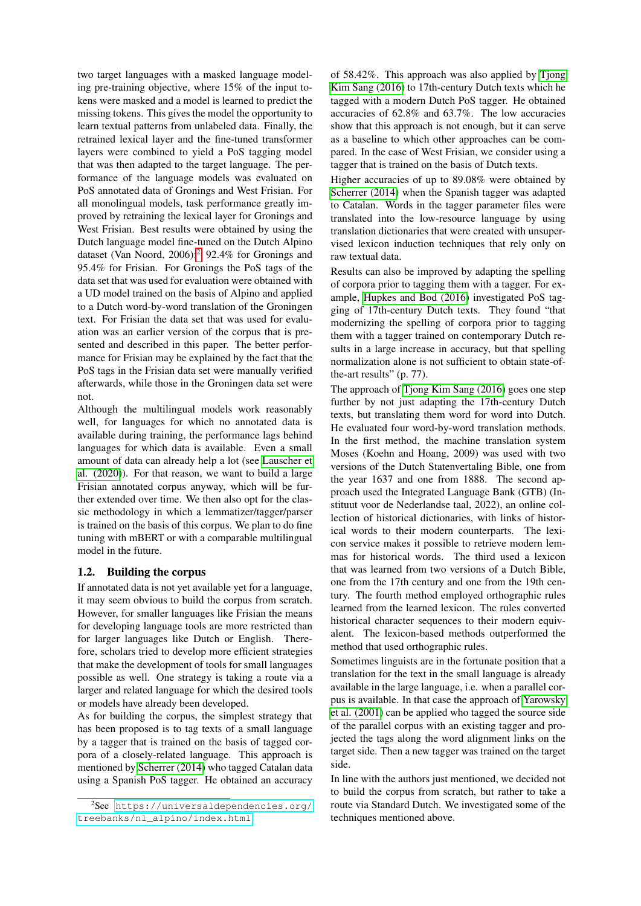two target languages with a masked language modeling pre-training objective, where 15% of the input tokens were masked and a model is learned to predict the missing tokens. This gives the model the opportunity to learn textual patterns from unlabeled data. Finally, the retrained lexical layer and the fine-tuned transformer layers were combined to yield a PoS tagging model that was then adapted to the target language. The performance of the language models was evaluated on PoS annotated data of Gronings and West Frisian. For all monolingual models, task performance greatly improved by retraining the lexical layer for Gronings and West Frisian. Best results were obtained by using the Dutch language model fine-tuned on the Dutch Alpino dataset (Van Noord, 2006):[2] 92.4% for Gronings and 95.4% for Frisian. For Gronings the PoS tags of the data set that was used for evaluation were obtained with a UD model trained on the basis of Alpino and applied to a Dutch word-by-word translation of the Groningen text. For Frisian the data set that was used for evaluation was an earlier version of the corpus that is presented and described in this paper. The better performance for Frisian may be explained by the fact that the PoS tags in the Frisian data set were manually verified afterwards, while those in the Groningen data set were not.

Although the multilingual models work reasonably well, for languages for which no annotated data is available during training, the performance lags behind languages for which data is available. Even a small amount of data can already help a lot (see Lauscher et al. (2020)). For that reason, we want to build a large Frisian annotated corpus anyway, which will be further extended over time. We then also opt for the classic methodology in which a lemmatizer/tagger/parser is trained on the basis of this corpus. We plan to do fine tuning with mBERT or with a comparable multilingual model in the future.

## 1.2. Building the corpus

If annotated data is not yet available yet for a language, it may seem obvious to build the corpus from scratch. However, for smaller languages like Frisian the means for developing language tools are more restricted than for larger languages like Dutch or English. Therefore, scholars tried to develop more efficient strategies that make the development of tools for small languages possible as well. One strategy is taking a route via a larger and related language for which the desired tools or models have already been developed.

As for building the corpus, the simplest strategy that has been proposed is to tag texts of a small language by a tagger that is trained on the basis of tagged corpora of a closely-related language. This approach is mentioned by Scherrer (2014) who tagged Catalan data using a Spanish PoS tagger. He obtained an accuracy of 58.42%. This approach was also applied by Tjong Kim Sang (2016) to 17th-century Dutch texts which he tagged with a modern Dutch PoS tagger. He obtained accuracies of 62.8% and 63.7%. The low accuracies show that this approach is not enough, but it can serve as a baseline to which other approaches can be compared. In the case of West Frisian, we consider using a tagger that is trained on the basis of Dutch texts.

Higher accuracies of up to 89.08% were obtained by Scherrer (2014) when the Spanish tagger was adapted to Catalan. Words in the tagger parameter files were translated into the low-resource language by using translation dictionaries that were created with unsupervised lexicon induction techniques that rely only on raw textual data.

Results can also be improved by adapting the spelling of corpora prior to tagging them with a tagger. For example, Hupkes and Bod (2016) investigated PoS tagging of 17th-century Dutch texts. They found "that modernizing the spelling of corpora prior to tagging them with a tagger trained on contemporary Dutch results in a large increase in accuracy, but that spelling normalization alone is not sufficient to obtain state-of-the-art results" (p. 77).

The approach of Tjong Kim Sang (2016) goes one step further by not just adapting the 17th-century Dutch texts, but translating them word for word into Dutch. He evaluated four word-by-word translation methods. In the first method, the machine translation system Moses (Koehn and Hoang, 2009) was used with two versions of the Dutch Statenvertaling Bible, one from the year 1637 and one from 1888. The second approach used the Integrated Language Bank (GTB) (Instituut voor de Nederlandse taal, 2022), an online collection of historical dictionaries, with links of historical words to their modern counterparts. The lexicon service makes it possible to retrieve modern lemmas for historical words. The third used a lexicon that was learned from two versions of a Dutch Bible, one from the 17th century and one from the 19th century. The fourth method employed orthographic rules learned from the learned lexicon. The rules converted historical character sequences to their modern equivalent. The lexicon-based methods outperformed the method that used orthographic rules.

Sometimes linguists are in the fortunate position that a translation for the text in the small language is already available in the large language, i.e. when a parallel corpus is available. In that case the approach of Yarowsky et al. (2001) can be applied who tagged the source side of the parallel corpus with an existing tagger and projected the tags along the word alignment links on the target side. Then a new tagger was trained on the target side.

In line with the authors just mentioned, we decided not to build the corpus from scratch, but rather to take a route via Standard Dutch. We investigated some of the techniques mentioned above.

[2] See https://universaldependencies.org/treebanks/nl_alpino/index.html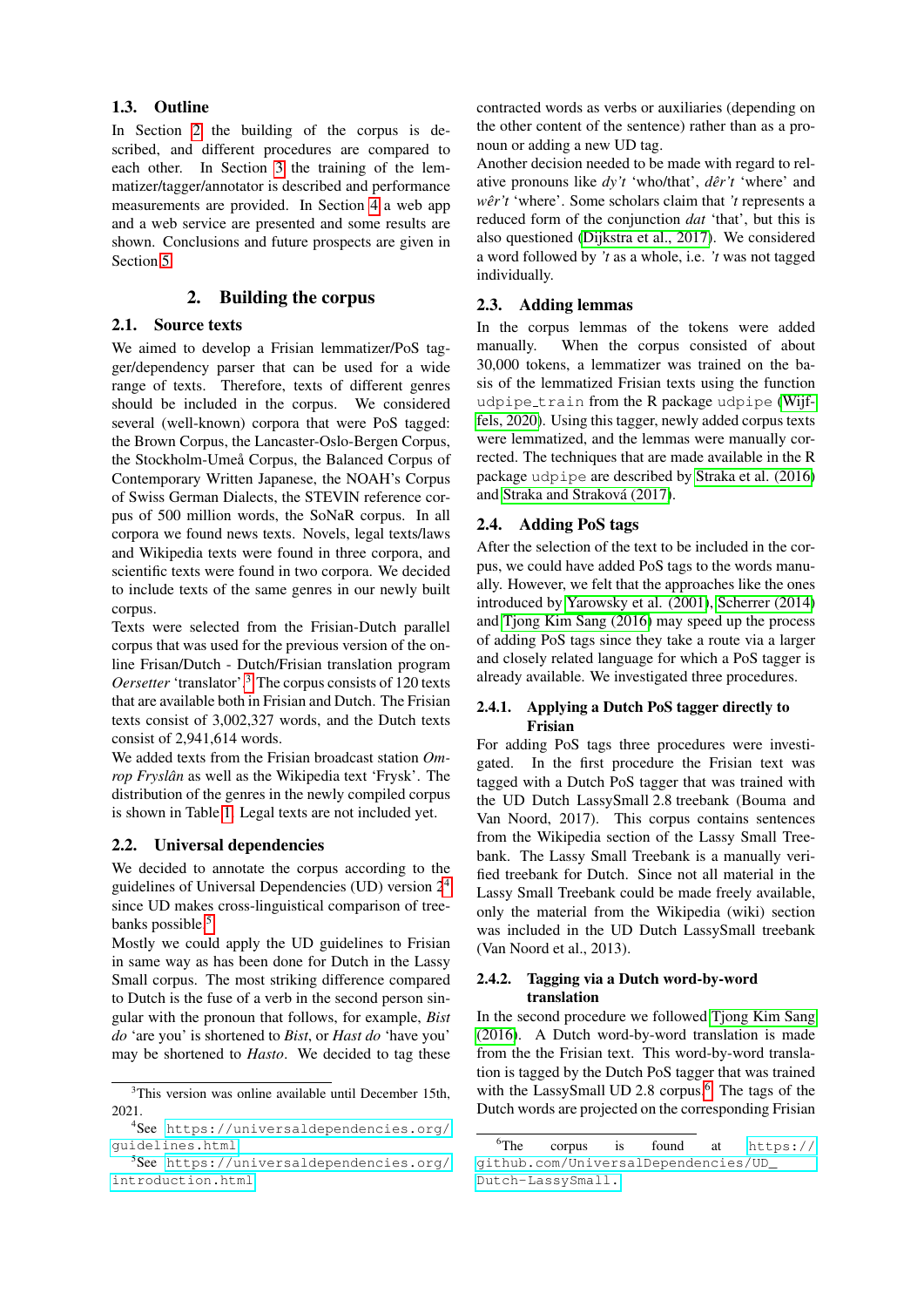### 1.3. Outline

In Section 2 the building of the corpus is described, and different procedures are compared to each other. In Section 3 the training of the lemmatizer/tagger/annotator is described and performance measurements are provided. In Section 4 a web app and a web service are presented and some results are shown. Conclusions and future prospects are given in Section 5.

## 2. Building the corpus

### 2.1. Source texts

We aimed to develop a Frisian lemmatizer/PoS tagger/dependency parser that can be used for a wide range of texts. Therefore, texts of different genres should be included in the corpus. We considered several (well-known) corpora that were PoS tagged: the Brown Corpus, the Lancaster-Oslo-Bergen Corpus, the Stockholm-Umeå Corpus, the Balanced Corpus of Contemporary Written Japanese, the NOAH's Corpus of Swiss German Dialects, the STEVIN reference corpus of 500 million words, the SoNaR corpus. In all corpora we found news texts. Novels, legal texts/laws and Wikipedia texts were found in three corpora, and scientific texts were found in two corpora. We decided to include texts of the same genres in our newly built corpus.

Texts were selected from the Frisian-Dutch parallel corpus that was used for the previous version of the online Frisan/Dutch - Dutch/Frisian translation program *Oersetter* 'translator'.[3] The corpus consists of 120 texts that are available both in Frisian and Dutch. The Frisian texts consist of 3,002,327 words, and the Dutch texts consist of 2,941,614 words.

We added texts from the Frisian broadcast station *Omrop Fryslân* as well as the Wikipedia text 'Frysk'. The distribution of the genres in the newly compiled corpus is shown in Table 1. Legal texts are not included yet.

### 2.2. Universal dependencies

We decided to annotate the corpus according to the guidelines of Universal Dependencies (UD) version 2[4] since UD makes cross-linguistical comparison of treebanks possible.[5]

Mostly we could apply the UD guidelines to Frisian in same way as has been done for Dutch in the Lassy Small corpus. The most striking difference compared to Dutch is the fuse of a verb in the second person singular with the pronoun that follows, for example, *Bist do* 'are you' is shortened to *Bist*, or *Hast do* 'have you' may be shortened to *Hasto*. We decided to tag these contracted words as verbs or auxiliaries (depending on the other content of the sentence) rather than as a pronoun or adding a new UD tag.

Another decision needed to be made with regard to relative pronouns like *dy't* 'who/that', *dêr't* 'where' and *wêr't* 'where'. Some scholars claim that *'t* represents a reduced form of the conjunction *dat* 'that', but this is also questioned (Dijkstra et al., 2017). We considered a word followed by *'t* as a whole, i.e. *'t* was not tagged individually.

### 2.3. Adding lemmas

In the corpus lemmas of the tokens were added manually. When the corpus consisted of about 30,000 tokens, a lemmatizer was trained on the basis of the lemmatized Frisian texts using the function `udpipe_train` from the R package `udpipe` (Wijffels, 2020). Using this tagger, newly added corpus texts were lemmatized, and the lemmas were manually corrected. The techniques that are made available in the R package `udpipe` are described by Straka et al. (2016) and Straka and Straková (2017).

### 2.4. Adding PoS tags

After the selection of the text to be included in the corpus, we could have added PoS tags to the words manually. However, we felt that the approaches like the ones introduced by Yarowsky et al. (2001), Scherrer (2014) and Tjong Kim Sang (2016) may speed up the process of adding PoS tags since they take a route via a larger and closely related language for which a PoS tagger is already available. We investigated three procedures.

#### 2.4.1. Applying a Dutch PoS tagger directly to Frisian

For adding PoS tags three procedures were investigated. In the first procedure the Frisian text was tagged with a Dutch PoS tagger that was trained with the UD Dutch LassySmall 2.8 treebank (Bouma and Van Noord, 2017). This corpus contains sentences from the Wikipedia section of the Lassy Small Treebank. The Lassy Small Treebank is a manually verified treebank for Dutch. Since not all material in the Lassy Small Treebank could be made freely available, only the material from the Wikipedia (wiki) section was included in the UD Dutch LassySmall treebank (Van Noord et al., 2013).

#### 2.4.2. Tagging via a Dutch word-by-word translation

In the second procedure we followed Tjong Kim Sang (2016). A Dutch word-by-word translation is made from the Frisian text. This word-by-word translation is tagged by the Dutch PoS tagger that was trained with the LassySmall UD 2.8 corpus.[6] The tags of the Dutch words are projected on the corresponding Frisian

---

[3] This version was online available until December 15th, 2021.

[4] See https://universaldependencies.org/guidelines.html

[5] See https://universaldependencies.org/introduction.html

[6] The corpus is found at https://github.com/UniversalDependencies/UD_Dutch-LassySmall.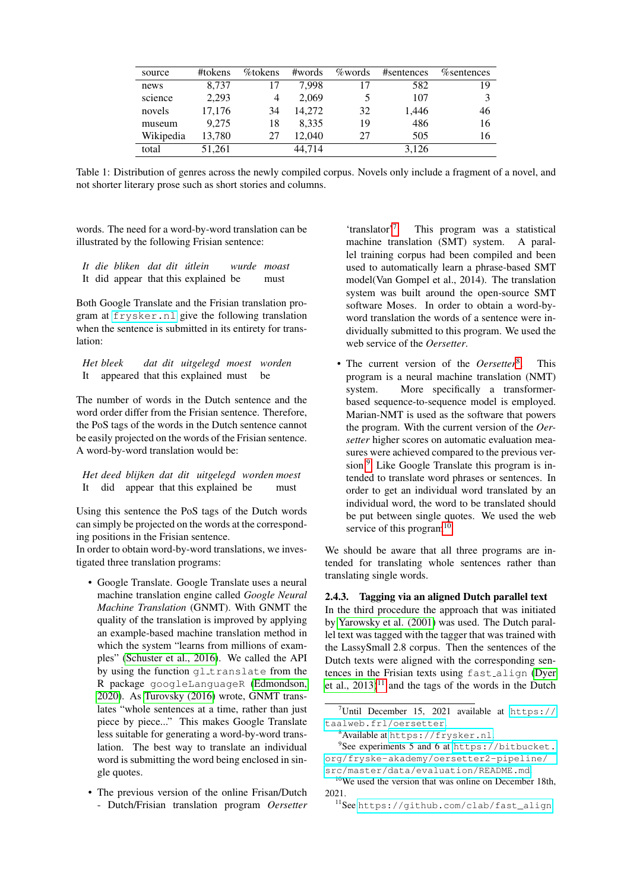| source | #tokens | %tokens | #words | %words | #sentences | %sentences |
|---|---|---|---|---|---|---|
| news | 8,737 | 17 | 7,998 | 17 | 582 | 19 |
| science | 2,293 | 4 | 2,069 | 5 | 107 | 3 |
| novels | 17,176 | 34 | 14,272 | 32 | 1,446 | 46 |
| museum | 9,275 | 18 | 8,335 | 19 | 486 | 16 |
| Wikipedia | 13,780 | 27 | 12,040 | 27 | 505 | 16 |
| total | 51,261 | | 44,714 | | 3,126 | |

Table 1: Distribution of genres across the newly compiled corpus. Novels only include a fragment of a novel, and not shorter literary prose such as short stories and columns.

words. The need for a word-by-word translation can be illustrated by the following Frisian sentence:

| *It* | *die* | *bliken* | *dat* | *dit* | *útlein* | *wurde* | *moast* |
|---|---|---|---|---|---|---|---|
| It | did | appear | that | this | explained | be | must |

Both Google Translate and the Frisian translation program at frysker.nl give the following translation when the sentence is submitted in its entirety for translation:

| *Het* | *bleek* | *dat* | *dit* | *uitgelegd* | *moest* | *worden* |
|---|---|---|---|---|---|---|
| It | appeared | that | this | explained | must | be |

The number of words in the Dutch sentence and the word order differ from the Frisian sentence. Therefore, the PoS tags of the words in the Dutch sentence cannot be easily projected on the words of the Frisian sentence. A word-by-word translation would be:

| *Het* | *deed* | *blijken* | *dat* | *dit* | *uitgelegd* | *worden* | *moest* |
|---|---|---|---|---|---|---|---|
| It | did | appear | that | this | explained | be | must |

Using this sentence the PoS tags of the Dutch words can simply be projected on the words at the corresponding positions in the Frisian sentence.
In order to obtain word-by-word translations, we investigated three translation programs:

- Google Translate. Google Translate uses a neural machine translation engine called *Google Neural Machine Translation* (GNMT). With GNMT the quality of the translation is improved by applying an example-based machine translation method in which the system "learns from millions of examples" (Schuster et al., 2016). We called the API by using the function gl_translate from the R package googleLanguageR (Edmondson, 2020). As Turovsky (2016) wrote, GNMT translates "whole sentences at a time, rather than just piece by piece..." This makes Google Translate less suitable for generating a word-by-word translation. The best way to translate an individual word is submitting the word being enclosed in single quotes.

- The previous version of the online Frisan/Dutch - Dutch/Frisian translation program *Oersetter* 'translator'[7]. This program was a statistical machine translation (SMT) system. A parallel training corpus had been compiled and been used to automatically learn a phrase-based SMT model(Van Gompel et al., 2014). The translation system was built around the open-source SMT software Moses. In order to obtain a word-by-word translation the words of a sentence were individually submitted to this program. We used the web service of the *Oersetter*.

- The current version of the *Oersetter*[8]. This program is a neural machine translation (NMT) system. More specifically a transformer-based sequence-to-sequence model is employed. Marian-NMT is used as the software that powers the program. With the current version of the *Oersetter* higher scores on automatic evaluation measures were achieved compared to the previous version.[9] Like Google Translate this program is intended to translate word phrases or sentences. In order to get an individual word translated by an individual word, the word to be translated should be put between single quotes. We used the web service of this program[10].

We should be aware that all three programs are intended for translating whole sentences rather than translating single words.

### 2.4.3. Tagging via an aligned Dutch parallel text

In the third procedure the approach that was initiated by Yarowsky et al. (2001) was used. The Dutch parallel text was tagged with the tagger that was trained with the LassySmall 2.8 corpus. Then the sentences of the Dutch texts were aligned with the corresponding sentences in the Frisian texts using fast_align (Dyer et al., 2013)[11] and the tags of the words in the Dutch

[7] Until December 15, 2021 available at https://taalweb.frl/oersetter

[8] Available at https://frysker.nl.

[9] See experiments 5 and 6 at https://bitbucket.org/fryske-akademy/oersetter2-pipeline/src/master/data/evaluation/README.md

[10] We used the version that was online on December 18th, 2021.

[11] See https://github.com/clab/fast_align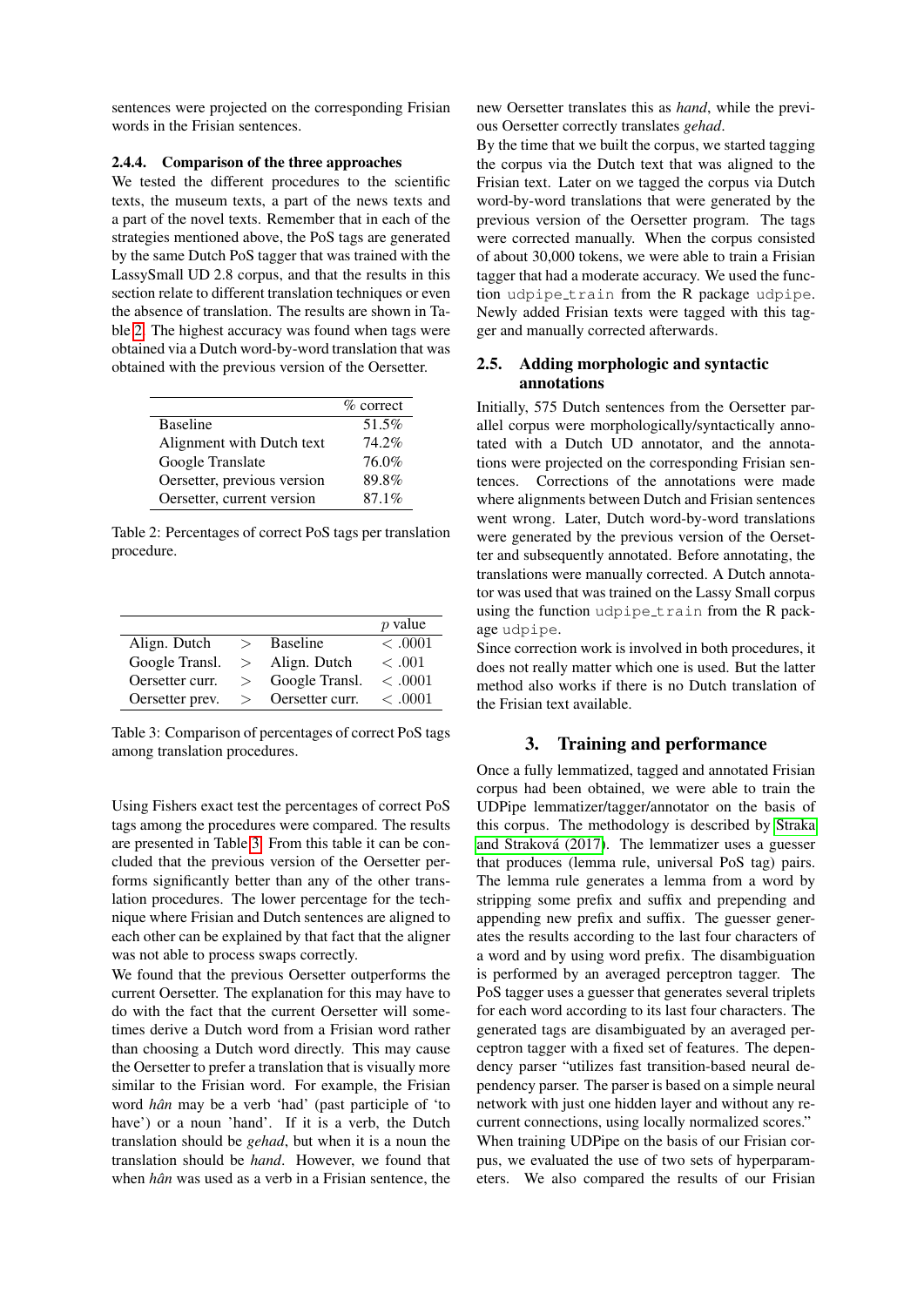sentences were projected on the corresponding Frisian words in the Frisian sentences.

#### 2.4.4. Comparison of the three approaches

We tested the different procedures to the scientific texts, the museum texts, a part of the news texts and a part of the novel texts. Remember that in each of the strategies mentioned above, the PoS tags are generated by the same Dutch PoS tagger that was trained with the LassySmall UD 2.8 corpus, and that the results in this section relate to different translation techniques or even the absence of translation. The results are shown in Table 2. The highest accuracy was found when tags were obtained via a Dutch word-by-word translation that was obtained with the previous version of the Oersetter.

| | % correct |
|---|---|
| Baseline | 51.5% |
| Alignment with Dutch text | 74.2% |
| Google Translate | 76.0% |
| Oersetter, previous version | 89.8% |
| Oersetter, current version | 87.1% |

Table 2: Percentages of correct PoS tags per translation procedure.

| | | | $p$ value |
|---|---|---|---|
| Align. Dutch | > | Baseline | $< .0001$ |
| Google Transl. | > | Align. Dutch | $< .001$ |
| Oersetter curr. | > | Google Transl. | $< .0001$ |
| Oersetter prev. | > | Oersetter curr. | $< .0001$ |

Table 3: Comparison of percentages of correct PoS tags among translation procedures.

Using Fishers exact test the percentages of correct PoS tags among the procedures were compared. The results are presented in Table 3. From this table it can be concluded that the previous version of the Oersetter performs significantly better than any of the other translation procedures. The lower percentage for the technique where Frisian and Dutch sentences are aligned to each other can be explained by that fact that the aligner was not able to process swaps correctly.

We found that the previous Oersetter outperforms the current Oersetter. The explanation for this may have to do with the fact that the current Oersetter will sometimes derive a Dutch word from a Frisian word rather than choosing a Dutch word directly. This may cause the Oersetter to prefer a translation that is visually more similar to the Frisian word. For example, the Frisian word *hân* may be a verb 'had' (past participle of 'to have') or a noun 'hand'. If it is a verb, the Dutch translation should be *gehad*, but when it is a noun the translation should be *hand*. However, we found that when *hân* was used as a verb in a Frisian sentence, the new Oersetter translates this as *hand*, while the previous Oersetter correctly translates *gehad*.

By the time that we built the corpus, we started tagging the corpus via the Dutch text that was aligned to the Frisian text. Later on we tagged the corpus via Dutch word-by-word translations that were generated by the previous version of the Oersetter program. The tags were corrected manually. When the corpus consisted of about 30,000 tokens, we were able to train a Frisian tagger that had a moderate accuracy. We used the function `udpipe_train` from the R package `udpipe`. Newly added Frisian texts were tagged with this tagger and manually corrected afterwards.

### 2.5. Adding morphologic and syntactic annotations

Initially, 575 Dutch sentences from the Oersetter parallel corpus were morphologically/syntactically annotated with a Dutch UD annotator, and the annotations were projected on the corresponding Frisian sentences. Corrections of the annotations were made where alignments between Dutch and Frisian sentences went wrong. Later, Dutch word-by-word translations were generated by the previous version of the Oersetter and subsequently annotated. Before annotating, the translations were manually corrected. A Dutch annotator was used that was trained on the Lassy Small corpus using the function `udpipe_train` from the R package `udpipe`.

Since correction work is involved in both procedures, it does not really matter which one is used. But the latter method also works if there is no Dutch translation of the Frisian text available.

## 3. Training and performance

Once a fully lemmatized, tagged and annotated Frisian corpus had been obtained, we were able to train the UDPipe lemmatizer/tagger/annotator on the basis of this corpus. The methodology is described by Straka and Straková (2017). The lemmatizer uses a guesser that produces (lemma rule, universal PoS tag) pairs. The lemma rule generates a lemma from a word by stripping some prefix and suffix and prepending and appending new prefix and suffix. The guesser generates the results according to the last four characters of a word and by using word prefix. The disambiguation is performed by an averaged perceptron tagger. The PoS tagger uses a guesser that generates several triplets for each word according to its last four characters. The generated tags are disambiguated by an averaged perceptron tagger with a fixed set of features. The dependency parser "utilizes fast transition-based neural dependency parser. The parser is based on a simple neural network with just one hidden layer and without any recurrent connections, using locally normalized scores."

When training UDPipe on the basis of our Frisian corpus, we evaluated the use of two sets of hyperparameters. We also compared the results of our Frisian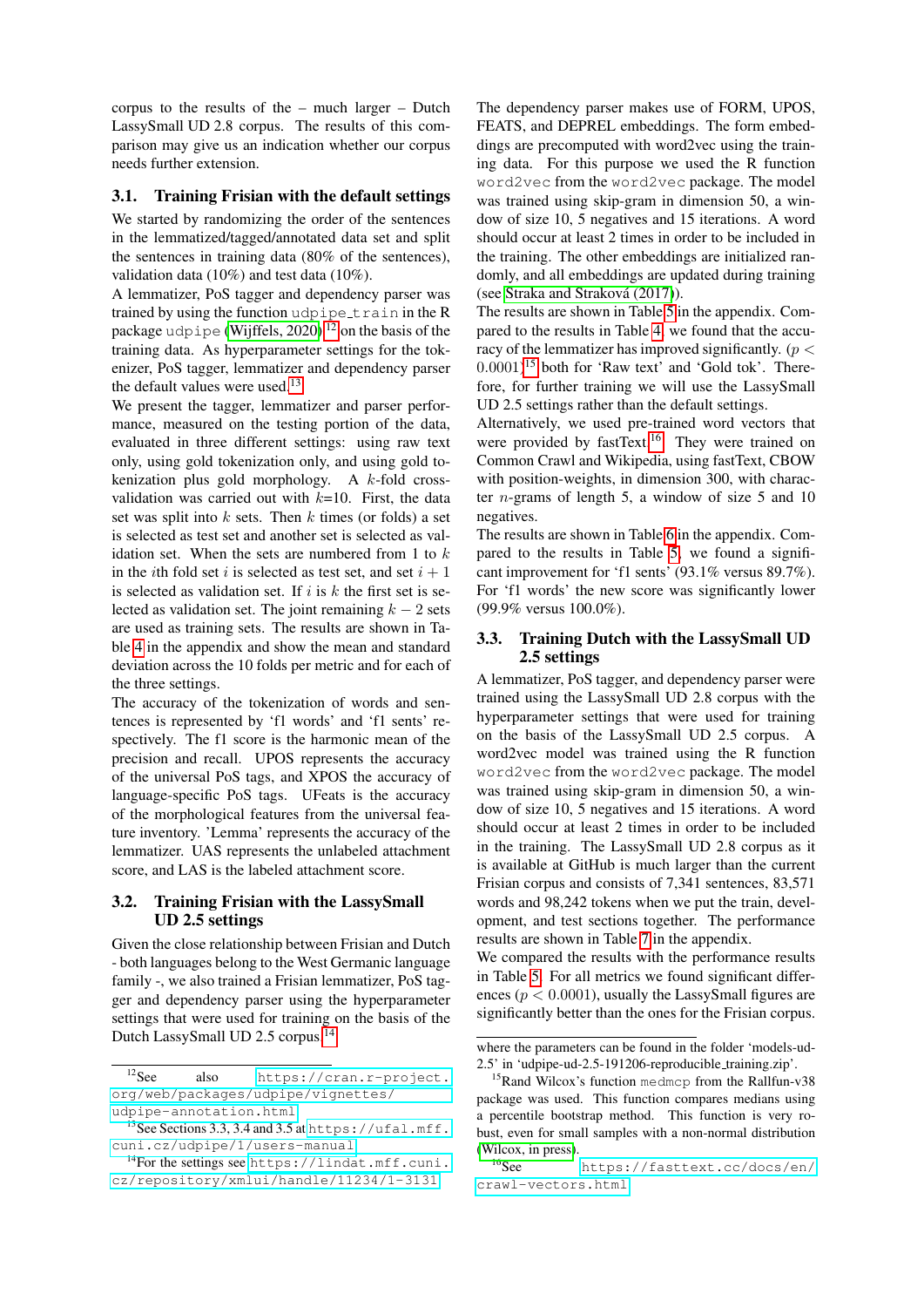corpus to the results of the – much larger – Dutch LassySmall UD 2.8 corpus. The results of this comparison may give us an indication whether our corpus needs further extension.

### 3.1. Training Frisian with the default settings

We started by randomizing the order of the sentences in the lemmatized/tagged/annotated data set and split the sentences in training data (80% of the sentences), validation data (10%) and test data (10%).

A lemmatizer, PoS tagger and dependency parser was trained by using the function `udpipe_train` in the R package `udpipe` (Wijffels, 2020)[12] on the basis of the training data. As hyperparameter settings for the tokenizer, PoS tagger, lemmatizer and dependency parser the default values were used.[13]

We present the tagger, lemmatizer and parser performance, measured on the testing portion of the data, evaluated in three different settings: using raw text only, using gold tokenization only, and using gold tokenization plus gold morphology. A $k$-fold cross-validation was carried out with $k$=10. First, the data set was split into $k$ sets. Then $k$ times (or folds) a set is selected as test set and another set is selected as validation set. When the sets are numbered from 1 to $k$ in the $i$th fold set $i$ is selected as test set, and set $i + 1$ is selected as validation set. If $i$ is $k$ the first set is selected as validation set. The joint remaining $k - 2$ sets are used as training sets. The results are shown in Table 4 in the appendix and show the mean and standard deviation across the 10 folds per metric and for each of the three settings.

The accuracy of the tokenization of words and sentences is represented by 'f1 words' and 'f1 sents' respectively. The f1 score is the harmonic mean of the precision and recall. UPOS represents the accuracy of the universal PoS tags, and XPOS the accuracy of language-specific PoS tags. UFeats is the accuracy of the morphological features from the universal feature inventory. 'Lemma' represents the accuracy of the lemmatizer. UAS represents the unlabeled attachment score, and LAS is the labeled attachment score.

### 3.2. Training Frisian with the LassySmall UD 2.5 settings

Given the close relationship between Frisian and Dutch - both languages belong to the West Germanic language family -, we also trained a Frisian lemmatizer, PoS tagger and dependency parser using the hyperparameter settings that were used for training on the basis of the Dutch LassySmall UD 2.5 corpus,[14]

where the parameters can be found in the folder 'models-ud-2.5' in 'udpipe-ud-2.5-191206-reproducible_training.zip'.

The dependency parser makes use of FORM, UPOS, FEATS, and DEPREL embeddings. The form embeddings are precomputed with word2vec using the training data. For this purpose we used the R function `word2vec` from the `word2vec` package. The model was trained using skip-gram in dimension 50, a window of size 10, 5 negatives and 15 iterations. A word should occur at least 2 times in order to be included in the training. The other embeddings are initialized randomly, and all embeddings are updated during training (see Straka and Straková (2017)).

The results are shown in Table 5 in the appendix. Compared to the results in Table 4, we found that the accuracy of the lemmatizer has improved significantly. ($p < 0.0001$)[15] both for 'Raw text' and 'Gold tok'. Therefore, for further training we will use the LassySmall UD 2.5 settings rather than the default settings.

Alternatively, we used pre-trained word vectors that were provided by fastText.[16] They were trained on Common Crawl and Wikipedia, using fastText, CBOW with position-weights, in dimension 300, with character $n$-grams of length 5, a window of size 5 and 10 negatives.

The results are shown in Table 6 in the appendix. Compared to the results in Table 5, we found a significant improvement for 'f1 sents' (93.1% versus 89.7%). For 'f1 words' the new score was significantly lower (99.9% versus 100.0%).

### 3.3. Training Dutch with the LassySmall UD 2.5 settings

A lemmatizer, PoS tagger, and dependency parser were trained using the LassySmall UD 2.8 corpus with the hyperparameter settings that were used for training on the basis of the LassySmall UD 2.5 corpus. A word2vec model was trained using the R function `word2vec` from the `word2vec` package. The model was trained using skip-gram in dimension 50, a window of size 10, 5 negatives and 15 iterations. A word should occur at least 2 times in order to be included in the training. The LassySmall UD 2.8 corpus as it is available at GitHub is much larger than the current Frisian corpus and consists of 7,341 sentences, 83,571 words and 98,242 tokens when we put the train, development, and test sections together. The performance results are shown in Table 7 in the appendix.

We compared the results with the performance results in Table 5. For all metrics we found significant differences ($p < 0.0001$), usually the LassySmall figures are significantly better than the ones for the Frisian corpus.

---

[12] See also https://cran.r-project.org/web/packages/udpipe/vignettes/udpipe-annotation.html

[13] See Sections 3.3, 3.4 and 3.5 at https://ufal.mff.cuni.cz/udpipe/1/users-manual

[14] For the settings see https://lindat.mff.cuni.cz/repository/xmlui/handle/11234/1-3131

[15] Rand Wilcox's function `medmcp` from the Rallfun-v38 package was used. This function compares medians using a percentile bootstrap method. This function is very robust, even for small samples with a non-normal distribution (Wilcox, in press).

[16] See https://fasttext.cc/docs/en/crawl-vectors.html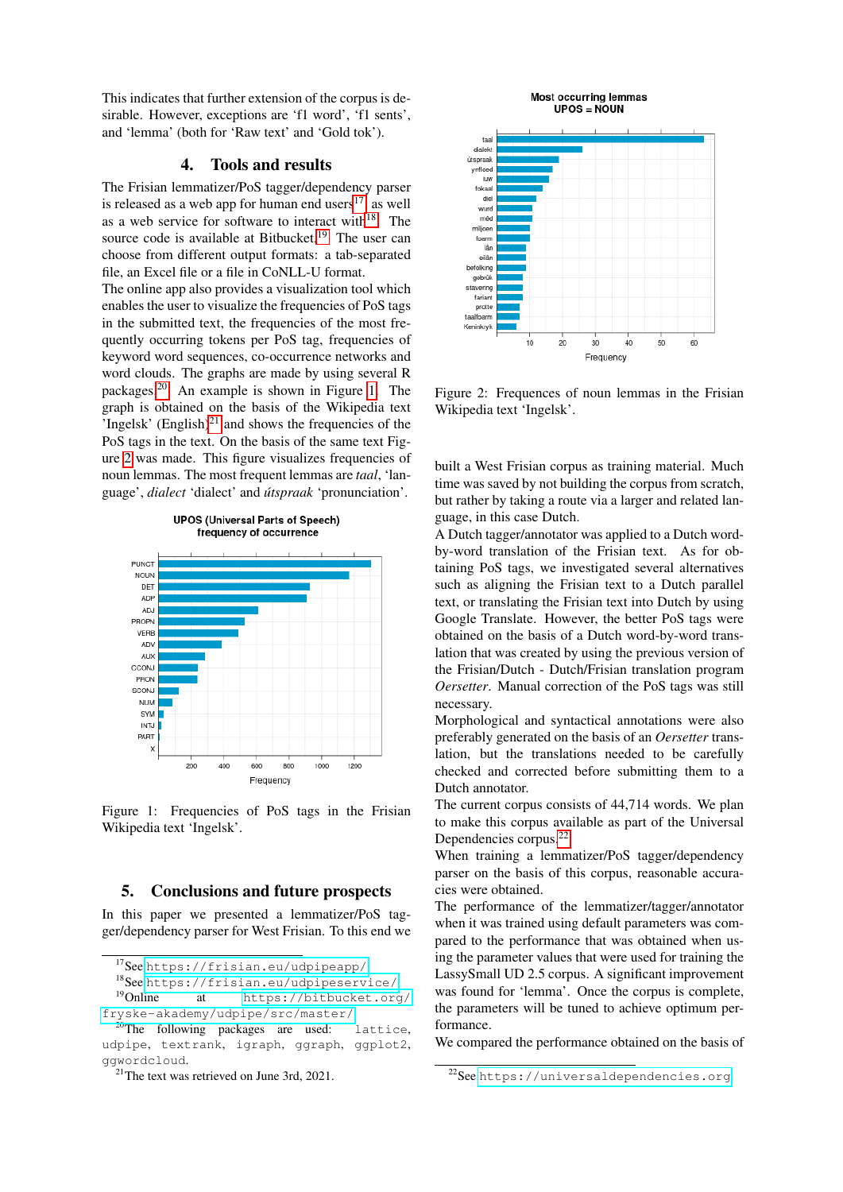This indicates that further extension of the corpus is desirable. However, exceptions are 'f1 word', 'f1 sents', and 'lemma' (both for 'Raw text' and 'Gold tok').

## 4. Tools and results

The Frisian lemmatizer/PoS tagger/dependency parser is released as a web app for human end users[17], as well as a web service for software to interact with[18]. The source code is available at Bitbucket[19]. The user can choose from different output formats: a tab-separated file, an Excel file or a file in CoNLL-U format.

The online app also provides a visualization tool which enables the user to visualize the frequencies of PoS tags in the submitted text, the frequencies of the most frequently occurring tokens per PoS tag, frequencies of keyword word sequences, co-occurrence networks and word clouds. The graphs are made by using several R packages[20]. An example is shown in Figure 1. The graph is obtained on the basis of the Wikipedia text 'Ingelsk' (English)[21] and shows the frequencies of the PoS tags in the text. On the basis of the same text Figure 2 was made. This figure visualizes frequencies of noun lemmas. The most frequent lemmas are *taal*, 'language', *dialect* 'dialect' and *útspraak* 'pronunciation'.

Figure 1: Frequencies of PoS tags in the Frisian Wikipedia text 'Ingelsk'.

Figure 2: Frequences of noun lemmas in the Frisian Wikipedia text 'Ingelsk'.

## 5. Conclusions and future prospects

In this paper we presented a lemmatizer/PoS tagger/dependency parser for West Frisian. To this end we built a West Frisian corpus as training material. Much time was saved by not building the corpus from scratch, but rather by taking a route via a larger and related language, in this case Dutch.

A Dutch tagger/annotator was applied to a Dutch word-by-word translation of the Frisian text. As for obtaining PoS tags, we investigated several alternatives such as aligning the Frisian text to a Dutch parallel text, or translating the Frisian text into Dutch by using Google Translate. However, the better PoS tags were obtained on the basis of a Dutch word-by-word translation that was created by using the previous version of the Frisian/Dutch - Dutch/Frisian translation program *Oersetter*. Manual correction of the PoS tags was still necessary.

Morphological and syntactical annotations were also preferably generated on the basis of an *Oersetter* translation, but the translations needed to be carefully checked and corrected before submitting them to a Dutch annotator.

The current corpus consists of 44,714 words. We plan to make this corpus available as part of the Universal Dependencies corpus[22].

When training a lemmatizer/PoS tagger/dependency parser on the basis of this corpus, reasonable accuracies were obtained.

The performance of the lemmatizer/tagger/annotator when it was trained using default parameters was compared to the performance that was obtained when using the parameter values that were used for training the LassySmall UD 2.5 corpus. A significant improvement was found for 'lemma'. Once the corpus is complete, the parameters will be tuned to achieve optimum performance.

We compared the performance obtained on the basis of

---

[17] See https://frisian.eu/udpipeapp/

[18] See https://frisian.eu/udpipeservice/

[19] Online at https://bitbucket.org/fryske-akademy/udpipe/src/master/

[20] The following packages are used: lattice, udpipe, textrank, igraph, ggraph, ggplot2, ggwordcloud.

[21] The text was retrieved on June 3rd, 2021.

[22] See https://universaldependencies.org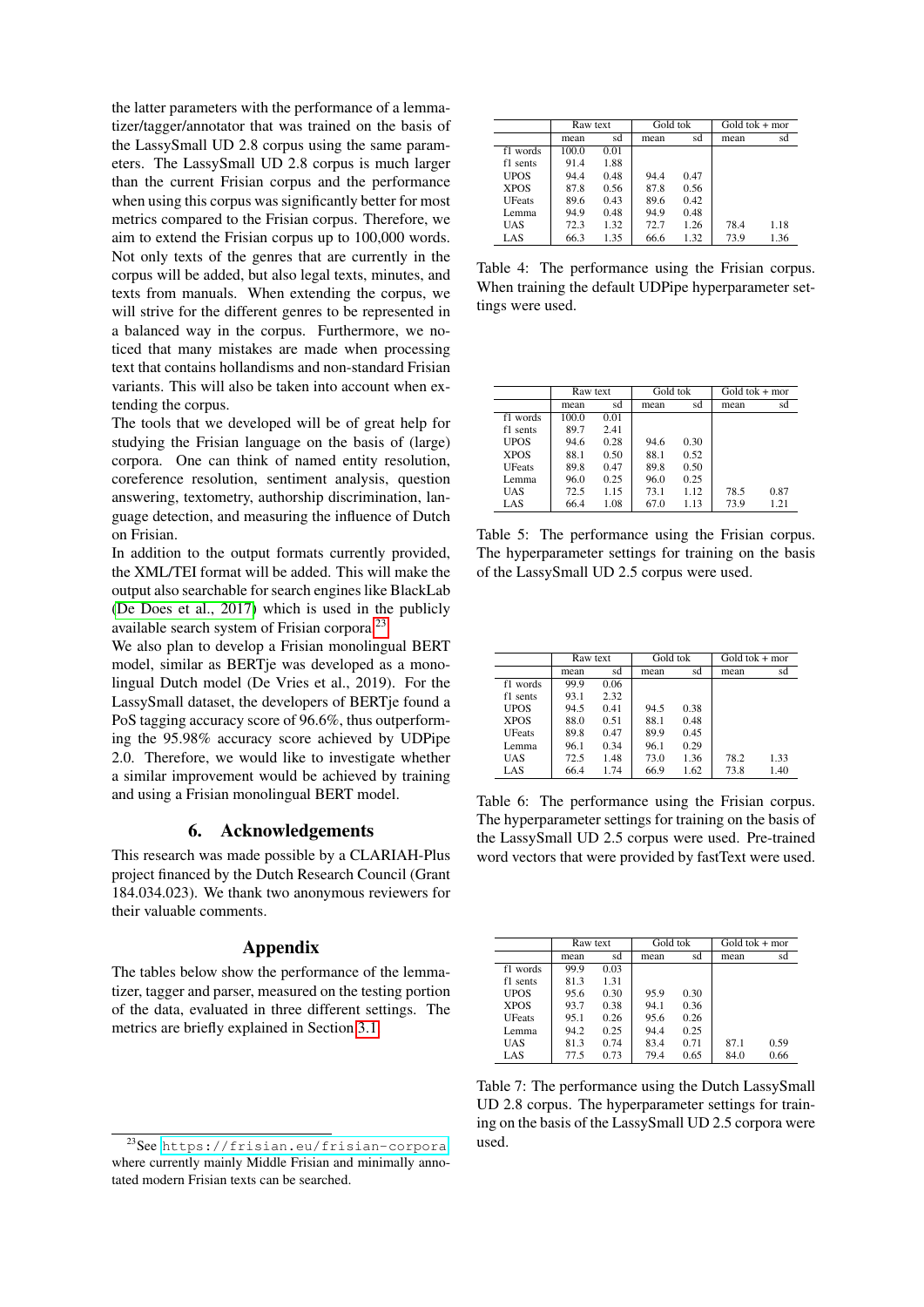the latter parameters with the performance of a lemmatizer/tagger/annotator that was trained on the basis of the LassySmall UD 2.8 corpus using the same parameters. The LassySmall UD 2.8 corpus is much larger than the current Frisian corpus and the performance when using this corpus was significantly better for most metrics compared to the Frisian corpus. Therefore, we aim to extend the Frisian corpus up to 100,000 words. Not only texts of the genres that are currently in the corpus will be added, but also legal texts, minutes, and texts from manuals. When extending the corpus, we will strive for the different genres to be represented in a balanced way in the corpus. Furthermore, we noticed that many mistakes are made when processing text that contains hollandisms and non-standard Frisian variants. This will also be taken into account when extending the corpus.

The tools that we developed will be of great help for studying the Frisian language on the basis of (large) corpora. One can think of named entity resolution, coreference resolution, sentiment analysis, question answering, textometry, authorship discrimination, language detection, and measuring the influence of Dutch on Frisian.

In addition to the output formats currently provided, the XML/TEI format will be added. This will make the output also searchable for search engines like BlackLab (De Does et al., 2017) which is used in the publicly available search system of Frisian corpora.[23]

We also plan to develop a Frisian monolingual BERT model, similar as BERTje was developed as a monolingual Dutch model (De Vries et al., 2019). For the LassySmall dataset, the developers of BERTje found a PoS tagging accuracy score of 96.6%, thus outperforming the 95.98% accuracy score achieved by UDPipe 2.0. Therefore, we would like to investigate whether a similar improvement would be achieved by training and using a Frisian monolingual BERT model.

## 6. Acknowledgements

This research was made possible by a CLARIAH-Plus project financed by the Dutch Research Council (Grant 184.034.023). We thank two anonymous reviewers for their valuable comments.

## Appendix

The tables below show the performance of the lemmatizer, tagger and parser, measured on the testing portion of the data, evaluated in three different settings. The metrics are briefly explained in Section 3.1.

[23] See https://frisian.eu/frisian-corpora where currently mainly Middle Frisian and minimally annotated modern Frisian texts can be searched.

| | Raw text | | Gold tok | | Gold tok + mor | |
|---|---|---|---|---|---|---|
| | mean | sd | mean | sd | mean | sd |
| f1 words | 100.0 | 0.01 | | | | |
| f1 sents | 91.4 | 1.88 | | | | |
| UPOS | 94.4 | 0.48 | 94.4 | 0.47 | | |
| XPOS | 87.8 | 0.56 | 87.8 | 0.56 | | |
| UFeats | 89.6 | 0.43 | 89.6 | 0.42 | | |
| Lemma | 94.9 | 0.48 | 94.9 | 0.48 | | |
| UAS | 72.3 | 1.32 | 72.7 | 1.26 | 78.4 | 1.18 |
| LAS | 66.3 | 1.35 | 66.6 | 1.32 | 73.9 | 1.36 |

Table 4: The performance using the Frisian corpus. When training the default UDPipe hyperparameter settings were used.

| | Raw text | | Gold tok | | Gold tok + mor | |
|---|---|---|---|---|---|---|
| | mean | sd | mean | sd | mean | sd |
| f1 words | 100.0 | 0.01 | | | | |
| f1 sents | 89.7 | 2.41 | | | | |
| UPOS | 94.6 | 0.28 | 94.6 | 0.30 | | |
| XPOS | 88.1 | 0.50 | 88.1 | 0.52 | | |
| UFeats | 89.8 | 0.47 | 89.8 | 0.50 | | |
| Lemma | 96.0 | 0.25 | 96.0 | 0.25 | | |
| UAS | 72.5 | 1.15 | 73.1 | 1.12 | 78.5 | 0.87 |
| LAS | 66.4 | 1.08 | 67.0 | 1.13 | 73.9 | 1.21 |

Table 5: The performance using the Frisian corpus. The hyperparameter settings for training on the basis of the LassySmall UD 2.5 corpus were used.

| | Raw text | | Gold tok | | Gold tok + mor | |
|---|---|---|---|---|---|---|
| | mean | sd | mean | sd | mean | sd |
| f1 words | 99.9 | 0.06 | | | | |
| f1 sents | 93.1 | 2.32 | | | | |
| UPOS | 94.5 | 0.41 | 94.5 | 0.38 | | |
| XPOS | 88.0 | 0.51 | 88.1 | 0.48 | | |
| UFeats | 89.8 | 0.47 | 89.9 | 0.45 | | |
| Lemma | 96.1 | 0.34 | 96.1 | 0.29 | | |
| UAS | 72.5 | 1.48 | 73.0 | 1.36 | 78.2 | 1.33 |
| LAS | 66.4 | 1.74 | 66.9 | 1.62 | 73.8 | 1.40 |

Table 6: The performance using the Frisian corpus. The hyperparameter settings for training on the basis of the LassySmall UD 2.5 corpus were used. Pre-trained word vectors that were provided by fastText were used.

| | Raw text | | Gold tok | | Gold tok + mor | |
|---|---|---|---|---|---|---|
| | mean | sd | mean | sd | mean | sd |
| f1 words | 99.9 | 0.03 | | | | |
| f1 sents | 81.3 | 1.31 | | | | |
| UPOS | 95.6 | 0.30 | 95.9 | 0.30 | | |
| XPOS | 93.7 | 0.38 | 94.1 | 0.36 | | |
| UFeats | 95.1 | 0.26 | 95.6 | 0.26 | | |
| Lemma | 94.2 | 0.25 | 94.4 | 0.25 | | |
| UAS | 81.3 | 0.74 | 83.4 | 0.71 | 87.1 | 0.59 |
| LAS | 77.5 | 0.73 | 79.4 | 0.65 | 84.0 | 0.66 |

Table 7: The performance using the Dutch LassySmall UD 2.8 corpus. The hyperparameter settings for training on the basis of the LassySmall UD 2.5 corpora were used.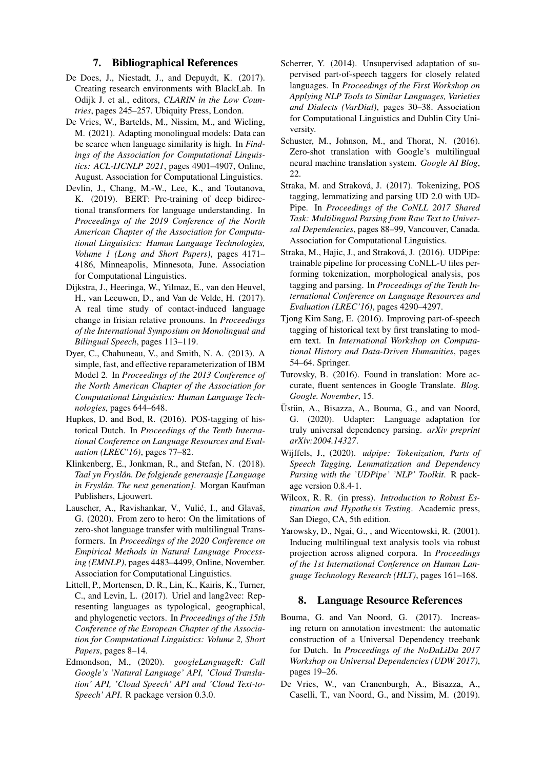## 7. Bibliographical References

De Does, J., Niestadt, J., and Depuydt, K. (2017). Creating research environments with BlackLab. In Odijk J. et al., editors, *CLARIN in the Low Countries*, pages 245–257. Ubiquity Press, London.

De Vries, W., Bartelds, M., Nissim, M., and Wieling, M. (2021). Adapting monolingual models: Data can be scarce when language similarity is high. In *Findings of the Association for Computational Linguistics: ACL-IJCNLP 2021*, pages 4901–4907, Online, August. Association for Computational Linguistics.

Devlin, J., Chang, M.-W., Lee, K., and Toutanova, K. (2019). BERT: Pre-training of deep bidirectional transformers for language understanding. In *Proceedings of the 2019 Conference of the North American Chapter of the Association for Computational Linguistics: Human Language Technologies, Volume 1 (Long and Short Papers)*, pages 4171–4186, Minneapolis, Minnesota, June. Association for Computational Linguistics.

Dijkstra, J., Heeringa, W., Yilmaz, E., van den Heuvel, H., van Leeuwen, D., and Van de Velde, H. (2017). A real time study of contact-induced language change in frisian relative pronouns. In *Proceedings of the International Symposium on Monolingual and Bilingual Speech*, pages 113–119.

Dyer, C., Chahuneau, V., and Smith, N. A. (2013). A simple, fast, and effective reparameterization of IBM Model 2. In *Proceedings of the 2013 Conference of the North American Chapter of the Association for Computational Linguistics: Human Language Technologies*, pages 644–648.

Hupkes, D. and Bod, R. (2016). POS-tagging of historical Dutch. In *Proceedings of the Tenth International Conference on Language Resources and Evaluation (LREC'16)*, pages 77–82.

Klinkenberg, E., Jonkman, R., and Stefan, N. (2018). *Taal yn Fryslân. De folgjende generaasje [Language in Fryslân. The next generation]*. Morgan Kaufman Publishers, Ljouwert.

Lauscher, A., Ravishankar, V., Vulić, I., and Glavaš, G. (2020). From zero to hero: On the limitations of zero-shot language transfer with multilingual Transformers. In *Proceedings of the 2020 Conference on Empirical Methods in Natural Language Processing (EMNLP)*, pages 4483–4499, Online, November. Association for Computational Linguistics.

Littell, P., Mortensen, D. R., Lin, K., Kairis, K., Turner, C., and Levin, L. (2017). Uriel and lang2vec: Representing languages as typological, geographical, and phylogenetic vectors. In *Proceedings of the 15th Conference of the European Chapter of the Association for Computational Linguistics: Volume 2, Short Papers*, pages 8–14.

Edmondson, M., (2020). *googleLanguageR: Call Google's 'Natural Language' API, 'Cloud Translation' API, 'Cloud Speech' API and 'Cloud Text-to-Speech' API*. R package version 0.3.0.

Scherrer, Y. (2014). Unsupervised adaptation of supervised part-of-speech taggers for closely related languages. In *Proceedings of the First Workshop on Applying NLP Tools to Similar Languages, Varieties and Dialects (VarDial)*, pages 30–38. Association for Computational Linguistics and Dublin City University.

Schuster, M., Johnson, M., and Thorat, N. (2016). Zero-shot translation with Google's multilingual neural machine translation system. *Google AI Blog*, 22.

Straka, M. and Straková, J. (2017). Tokenizing, POS tagging, lemmatizing and parsing UD 2.0 with UDPipe. In *Proceedings of the CoNLL 2017 Shared Task: Multilingual Parsing from Raw Text to Universal Dependencies*, pages 88–99, Vancouver, Canada. Association for Computational Linguistics.

Straka, M., Hajic, J., and Straková, J. (2016). UDPipe: trainable pipeline for processing CoNLL-U files performing tokenization, morphological analysis, pos tagging and parsing. In *Proceedings of the Tenth International Conference on Language Resources and Evaluation (LREC'16)*, pages 4290–4297.

Tjong Kim Sang, E. (2016). Improving part-of-speech tagging of historical text by first translating to modern text. In *International Workshop on Computational History and Data-Driven Humanities*, pages 54–64. Springer.

Turovsky, B. (2016). Found in translation: More accurate, fluent sentences in Google Translate. *Blog. Google. November*, 15.

Üstün, A., Bisazza, A., Bouma, G., and van Noord, G. (2020). Udapter: Language adaptation for truly universal dependency parsing. *arXiv preprint arXiv:2004.14327*.

Wijffels, J., (2020). *udpipe: Tokenization, Parts of Speech Tagging, Lemmatization and Dependency Parsing with the 'UDPipe' 'NLP' Toolkit*. R package version 0.8.4-1.

Wilcox, R. R. (in press). *Introduction to Robust Estimation and Hypothesis Testing*. Academic press, San Diego, CA, 5th edition.

Yarowsky, D., Ngai, G., , and Wicentowski, R. (2001). Inducing multilingual text analysis tools via robust projection across aligned corpora. In *Proceedings of the 1st International Conference on Human Language Technology Research (HLT)*, pages 161–168.

## 8. Language Resource References

Bouma, G. and Van Noord, G. (2017). Increasing return on annotation investment: the automatic construction of a Universal Dependency treebank for Dutch. In *Proceedings of the NoDaLiDa 2017 Workshop on Universal Dependencies (UDW 2017)*, pages 19–26.

De Vries, W., van Cranenburgh, A., Bisazza, A., Caselli, T., van Noord, G., and Nissim, M. (2019).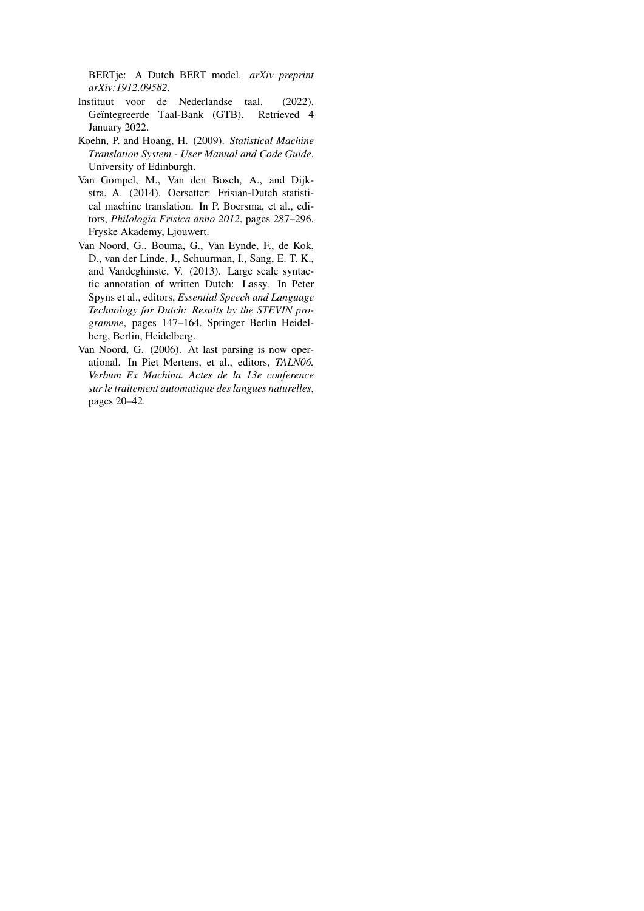BERTje: A Dutch BERT model. *arXiv preprint arXiv:1912.09582*.

Instituut voor de Nederlandse taal. (2022). Geïntegreerde Taal-Bank (GTB). Retrieved 4 January 2022.

Koehn, P. and Hoang, H. (2009). *Statistical Machine Translation System - User Manual and Code Guide*. University of Edinburgh.

Van Gompel, M., Van den Bosch, A., and Dijkstra, A. (2014). Oersetter: Frisian-Dutch statistical machine translation. In P. Boersma, et al., editors, *Philologia Frisica anno 2012*, pages 287–296. Fryske Akademy, Ljouwert.

Van Noord, G., Bouma, G., Van Eynde, F., de Kok, D., van der Linde, J., Schuurman, I., Sang, E. T. K., and Vandeghinste, V. (2013). Large scale syntactic annotation of written Dutch: Lassy. In Peter Spyns et al., editors, *Essential Speech and Language Technology for Dutch: Results by the STEVIN programme*, pages 147–164. Springer Berlin Heidelberg, Berlin, Heidelberg.

Van Noord, G. (2006). At last parsing is now operational. In Piet Mertens, et al., editors, *TALN06. Verbum Ex Machina. Actes de la 13e conference sur le traitement automatique des langues naturelles*, pages 20–42.